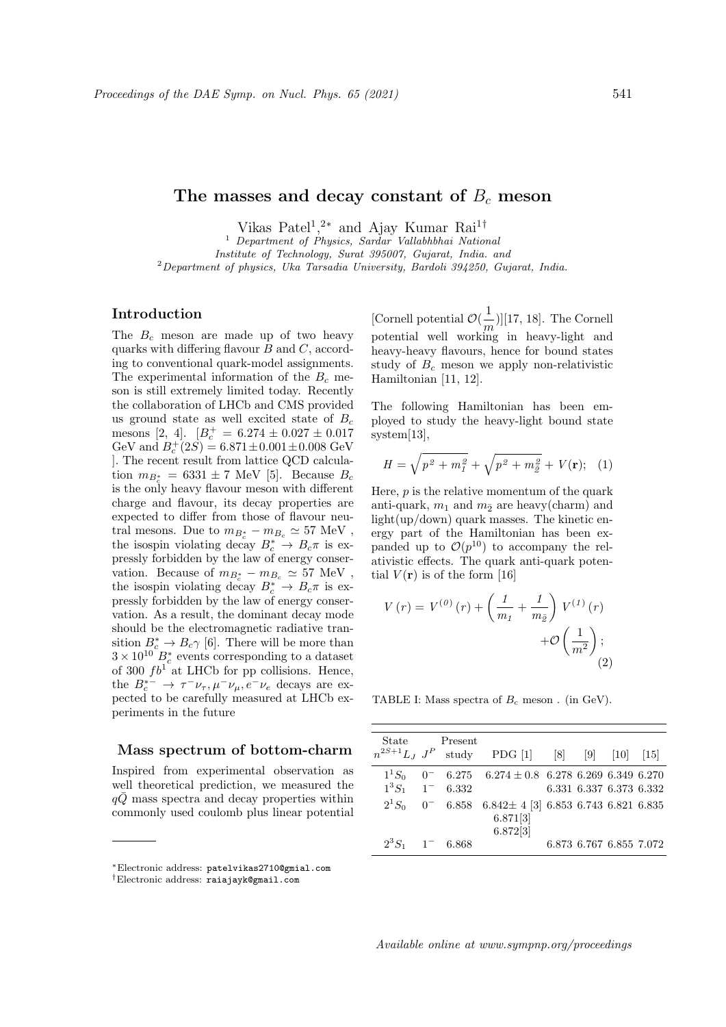# The masses and decay constant of $B_c$ meson

Vikas Patel[1,2*] and Ajay Kumar Rai[1†]

[1] *Department of Physics, Sardar Vallabhbhai National Institute of Technology, Surat 395007, Gujarat, India. and*
[2] *Department of physics, Uka Tarsadia University, Bardoli 394250, Gujarat, India.*

## Introduction

The $B_c$ meson are made up of two heavy quarks with differing flavour $B$ and $C$, according to conventional quark-model assignments. The experimental information of the $B_c$ meson is still extremely limited today. Recently the collaboration of LHCb and CMS provided us ground state as well excited state of $B_c$ mesons [2, 4]. [$B_c^+ = 6.274 \pm 0.027 \pm 0.017$ GeV and $B_c^+(2S) = 6.871 \pm 0.001 \pm 0.008$ GeV ]. The recent result from lattice QCD calculation $m_{B_c^*} = 6331 \pm 7$ MeV [5]. Because $B_c$ is the only heavy flavour meson with different charge and flavour, its decay properties are expected to differ from those of flavour neutral mesons. Due to $m_{B_c^*} - m_{B_c} \simeq 57$ MeV , the isospin violating decay $B_c^* \to B_c\pi$ is expressly forbidden by the law of energy conservation. Because of $m_{B_c^*} - m_{B_c} \simeq 57$ MeV , the isospin violating decay $B_c^* \to B_c\pi$ is expressly forbidden by the law of energy conservation. As a result, the dominant decay mode should be the electromagnetic radiative transition $B_c^* \to B_c\gamma$ [6]. There will be more than $3 \times 10^{10}$ $B_c^*$ events corresponding to a dataset of 300 $fb^1$ at LHCb for pp collisions. Hence, the $B_c^{*-} \to \tau^-\nu_\tau, \mu^-\nu_\mu, e^-\nu_e$ decays are expected to be carefully measured at LHCb experiments in the future

## Mass spectrum of bottom-charm

Inspired from experimental observation as well theoretical prediction, we measured the $q\bar{Q}$ mass spectra and decay properties within commonly used coulomb plus linear potential [Cornell potential $\mathcal{O}(\frac{1}{m})$][17, 18]. The Cornell potential well working in heavy-light and heavy-heavy flavours, hence for bound states study of $B_c$ meson we apply non-relativistic Hamiltonian [11, 12].

The following Hamiltonian has been employed to study the heavy-light bound state system[13],

$$H = \sqrt{p^2 + m_1^2} + \sqrt{p^2 + m_{\bar{2}}^2} + V(\mathbf{r}); \quad (1)$$

Here, $p$ is the relative momentum of the quark anti-quark, $m_1$ and $m_{\bar{2}}$ are heavy(charm) and light(up/down) quark masses. The kinetic energy part of the Hamiltonian has been expanded up to $\mathcal{O}(p^{10})$ to accompany the relativistic effects. The quark anti-quark potential $V(\mathbf{r})$ is of the form [16]

$$V(r) = V^{(0)}(r) + \left(\frac{1}{m_1} + \frac{1}{m_{\bar{2}}}\right) V^{(1)}(r) + \mathcal{O}\left(\frac{1}{m^2}\right); \quad (2)$$

TABLE I: Mass spectra of $B_c$ meson . (in GeV).

| State $n^{2S+1}L_J$ | $J^P$ | Present study | PDG [1] | [8] | [9] | [10] | [15] |
|---|---|---|---|---|---|---|---|
| $1^1S_0$ | $0^-$ | 6.275 | $6.274 \pm 0.8$ | 6.278 | 6.269 | 6.349 | 6.270 |
| $1^3S_1$ | $1^-$ | 6.332 | | 6.331 | 6.337 | 6.373 | 6.332 |
| $2^1S_0$ | $0^-$ | 6.858 | $6.842 \pm 4$ [3] 6.871[3] 6.872[3] | 6.853 | 6.743 | 6.821 | 6.835 |
| $2^3S_1$ | $1^-$ | 6.868 | | 6.873 | 6.767 | 6.855 | 7.072 |

---

*Electronic address: patelvikas2710@gmial.com
†Electronic address: raiajayk@gmail.com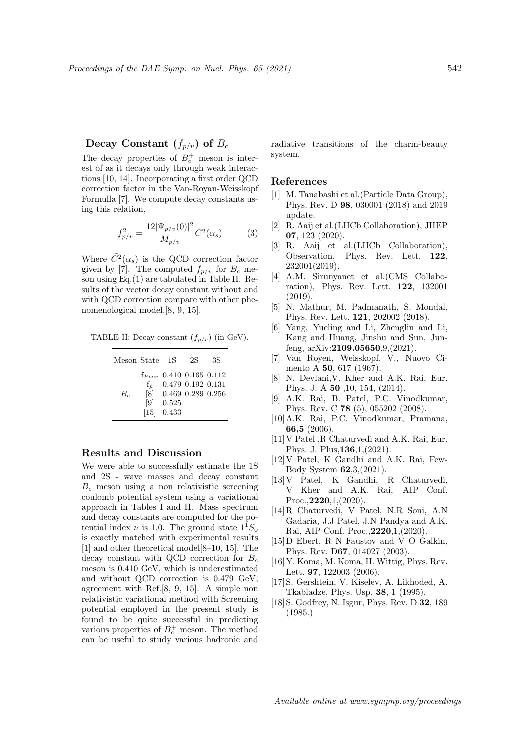### Decay Constant ($f_{p/v}$) of $B_c$

The decay properties of $B_c^+$ meson is interest of as it decays only through weak interactions [10, 14]. Incorporating a first order QCD correction factor in the Van-Royan-Weisskopf Formula [7]. We compute decay constants using this relation,

$$f_{p/v}^2 = \frac{12|\Psi_{p/v}(0)|^2}{M_{p/v}} \bar{C}^2(\alpha_s) \qquad (3)$$

Where $\bar{C}^2(\alpha_s)$ is the QCD correction factor given by [7]. The computed $f_{p/v}$ for $B_c$ meson using Eq.(1) are tabulated in Table II. Results of the vector decay constant without and with QCD correction compare with other phenomenological model.[8, 9, 15].

TABLE II: Decay constant ($f_{p/v}$) (in GeV).

| Meson | State | 1S | 2S | 3S |
|---|---|---|---|---|
| $B_c$ | $f_{Pcor}$ | 0.410 | 0.165 | 0.112 |
| | $f_p$ | 0.479 | 0.192 | 0.131 |
| | [8] | 0.469 | 0.289 | 0.256 |
| | [9] | 0.525 | | |
| | [15] | 0.433 | | |

### Results and Discussion

We were able to successfully estimate the 1S and 2S - wave masses and decay constant $B_c$ meson using a non relativistic screening coulomb potential system using a variational approach in Tables I and II. Mass spectrum and decay constants are computed for the potential index $\nu$ is 1.0. The ground state $1^1S_0$ is exactly matched with experimental results [1] and other theoretical model[8–10, 15]. The decay constant with QCD correction for $B_c$ meson is 0.410 GeV, which is underestimated and without QCD correction is 0.479 GeV, agreement with Ref.[8, 9, 15]. A simple non relativistic variational method with Screening potential employed in the present study is found to be quite successful in predicting various properties of $B_c^+$ meson. The method can be useful to study various hadronic and radiative transitions of the charm-beauty system.

### References

[1] M. Tanabashi et al.(Particle Data Group), Phys. Rev. D **98**, 030001 (2018) and 2019 update.

[2] R. Aaij et al.(LHCb Collaboration), JHEP **07**, 123 (2020).

[3] R. Aaij et al.(LHCb Collaboration), Observation, Phys. Rev. Lett. **122**, 232001(2019).

[4] A.M. Sirunyanet et al.(CMS Collaboration), Phys. Rev. Lett. **122**, 132001 (2019).

[5] N. Mathur, M. Padmanath, S. Mondal, Phys. Rev. Lett. **121**, 202002 (2018).

[6] Yang, Yueling and Li, Zhenglin and Li, Kang and Huang, Jinshu and Sun, Junfeng, arXiv:**2109.05650**,9,(2021).

[7] Van Royen, Weisskopf. V., Nuovo Cimento A **50**, 617 (1967).

[8] N. Devlani,V. Kher and A.K. Rai, Eur. Phys. J. A **50** ,10, 154, (2014).

[9] A.K. Rai, B. Patel, P.C. Vinodkumar, Phys. Rev. C **78** (5), 055202 (2008).

[10] A.K. Rai, P.C. Vinodkumar, Pramana, **66,5** (2006).

[11] V Patel ,R Chaturvedi and A.K. Rai, Eur. Phys. J. Plus,**136**,1,(2021).

[12] V Patel, K Gandhi and A.K. Rai, Few-Body System **62**,3,(2021).

[13] V Patel, K Gandhi, R Chaturvedi, V Kher and A.K. Rai, AIP Conf. Proc.,**2220**,1,(2020).

[14] R Chaturvedi, V Patel, N.R Soni, A.N Gadaria, J.J Patel, J.N Pandya and A.K. Rai, AIP Conf. Proc.,**2220**,1,(2020).

[15] D Ebert, R N Faustov and V O Galkin, Phys. Rev. D**67**, 014027 (2003).

[16] Y. Koma, M. Koma, H. Wittig, Phys. Rev. Lett. **97**, 122003 (2006).

[17] S. Gershtein, V. Kiselev, A. Likhoded, A. Tkabladze, Phys. Usp. **38**, 1 (1995).

[18] S. Godfrey, N. Isgur, Phys. Rev. D **32**, 189 (1985.)